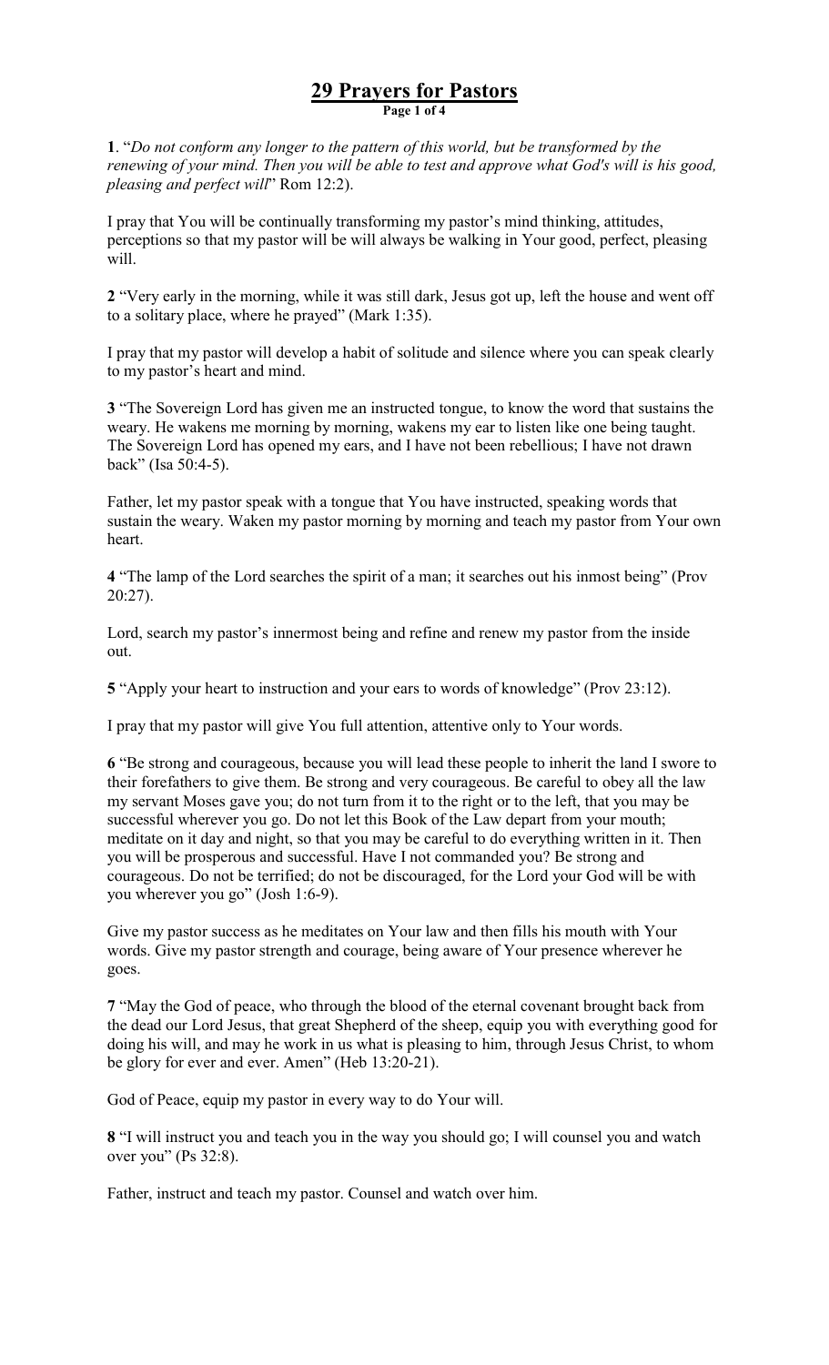# 29 Prayers for Pastors

**1**. "*Do not conform any longer to the pattern of this world, but be transformed by the renewing of your mind. Then you will be able to test and approve what God's will is his good, pleasing and perfect will*" Rom 12:2).

I pray that You will be continually transforming my pastor's mind thinking, attitudes, perceptions so that my pastor will be will always be walking in Your good, perfect, pleasing will.

**2** "Very early in the morning, while it was still dark, Jesus got up, left the house and went off to a solitary place, where he prayed" (Mark 1:35).

I pray that my pastor will develop a habit of solitude and silence where you can speak clearly to my pastor's heart and mind.

**3** "The Sovereign Lord has given me an instructed tongue, to know the word that sustains the weary. He wakens me morning by morning, wakens my ear to listen like one being taught. The Sovereign Lord has opened my ears, and I have not been rebellious; I have not drawn back" (Isa 50:4-5).

Father, let my pastor speak with a tongue that You have instructed, speaking words that sustain the weary. Waken my pastor morning by morning and teach my pastor from Your own heart.

**4** "The lamp of the Lord searches the spirit of a man; it searches out his inmost being" (Prov 20:27).

Lord, search my pastor's innermost being and refine and renew my pastor from the inside out.

**5** "Apply your heart to instruction and your ears to words of knowledge" (Prov 23:12).

I pray that my pastor will give You full attention, attentive only to Your words.

**6** "Be strong and courageous, because you will lead these people to inherit the land I swore to their forefathers to give them. Be strong and very courageous. Be careful to obey all the law my servant Moses gave you; do not turn from it to the right or to the left, that you may be successful wherever you go. Do not let this Book of the Law depart from your mouth; meditate on it day and night, so that you may be careful to do everything written in it. Then you will be prosperous and successful. Have I not commanded you? Be strong and courageous. Do not be terrified; do not be discouraged, for the Lord your God will be with you wherever you go" (Josh 1:6-9).

Give my pastor success as he meditates on Your law and then fills his mouth with Your words. Give my pastor strength and courage, being aware of Your presence wherever he goes.

**7** "May the God of peace, who through the blood of the eternal covenant brought back from the dead our Lord Jesus, that great Shepherd of the sheep, equip you with everything good for doing his will, and may he work in us what is pleasing to him, through Jesus Christ, to whom be glory for ever and ever. Amen" (Heb 13:20-21).

God of Peace, equip my pastor in every way to do Your will.

**8** "I will instruct you and teach you in the way you should go; I will counsel you and watch over you" (Ps 32:8).

Father, instruct and teach my pastor. Counsel and watch over him.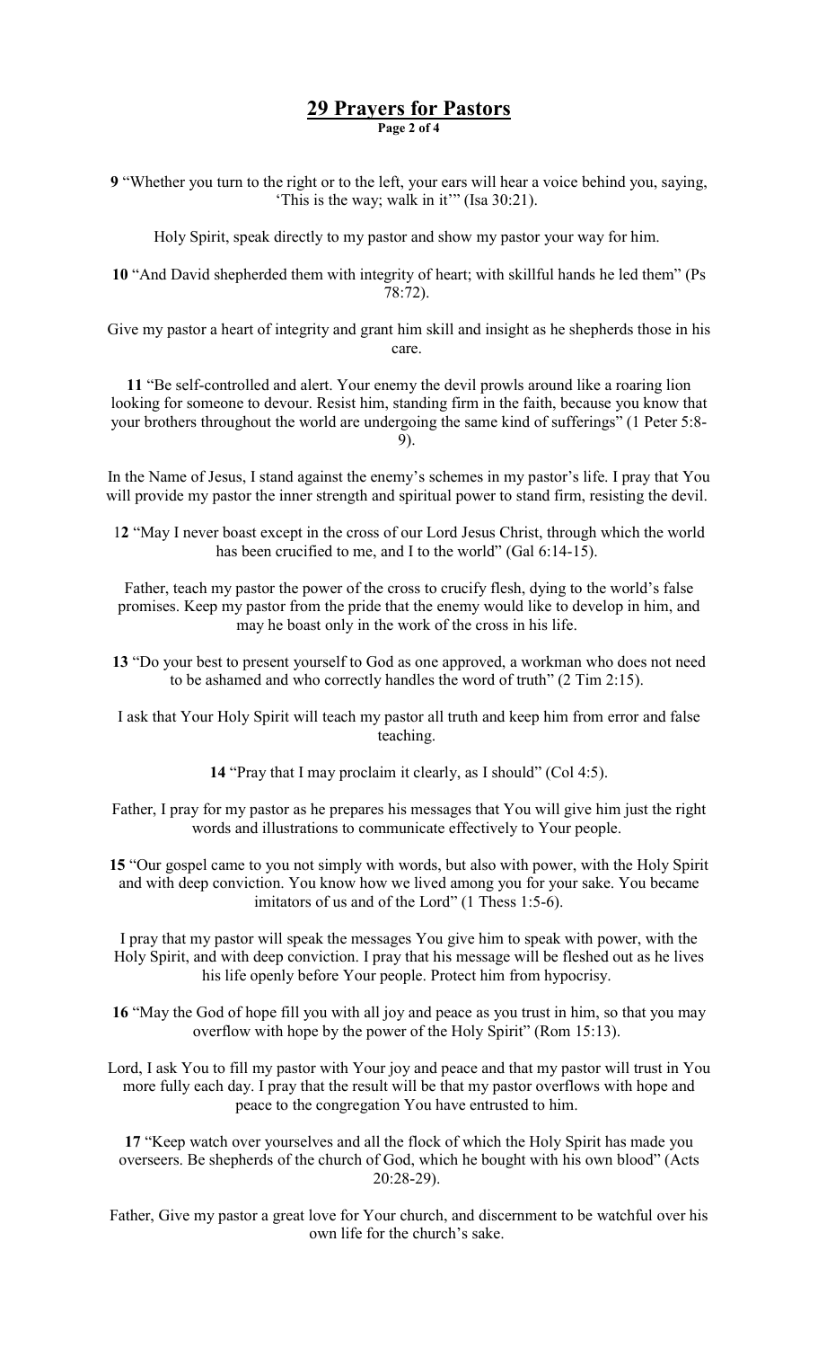# 29 Prayers for Pastors

**9** "Whether you turn to the right or to the left, your ears will hear a voice behind you, saying, 'This is the way; walk in it'" (Isa 30:21).

Holy Spirit, speak directly to my pastor and show my pastor your way for him.

**10** "And David shepherded them with integrity of heart; with skillful hands he led them" (Ps 78:72).

Give my pastor a heart of integrity and grant him skill and insight as he shepherds those in his care.

**11** "Be self-controlled and alert. Your enemy the devil prowls around like a roaring lion looking for someone to devour. Resist him, standing firm in the faith, because you know that your brothers throughout the world are undergoing the same kind of sufferings" (1 Peter 5:8-9).

In the Name of Jesus, I stand against the enemy's schemes in my pastor's life. I pray that You will provide my pastor the inner strength and spiritual power to stand firm, resisting the devil.

1**2** "May I never boast except in the cross of our Lord Jesus Christ, through which the world has been crucified to me, and I to the world" (Gal 6:14-15).

Father, teach my pastor the power of the cross to crucify flesh, dying to the world's false promises. Keep my pastor from the pride that the enemy would like to develop in him, and may he boast only in the work of the cross in his life.

**13** "Do your best to present yourself to God as one approved, a workman who does not need to be ashamed and who correctly handles the word of truth" (2 Tim 2:15).

I ask that Your Holy Spirit will teach my pastor all truth and keep him from error and false teaching.

**14** "Pray that I may proclaim it clearly, as I should" (Col 4:5).

Father, I pray for my pastor as he prepares his messages that You will give him just the right words and illustrations to communicate effectively to Your people.

**15** "Our gospel came to you not simply with words, but also with power, with the Holy Spirit and with deep conviction. You know how we lived among you for your sake. You became imitators of us and of the Lord" (1 Thess 1:5-6).

I pray that my pastor will speak the messages You give him to speak with power, with the Holy Spirit, and with deep conviction. I pray that his message will be fleshed out as he lives his life openly before Your people. Protect him from hypocrisy.

**16** "May the God of hope fill you with all joy and peace as you trust in him, so that you may overflow with hope by the power of the Holy Spirit" (Rom 15:13).

Lord, I ask You to fill my pastor with Your joy and peace and that my pastor will trust in You more fully each day. I pray that the result will be that my pastor overflows with hope and peace to the congregation You have entrusted to him.

**17** "Keep watch over yourselves and all the flock of which the Holy Spirit has made you overseers. Be shepherds of the church of God, which he bought with his own blood" (Acts 20:28-29).

Father, Give my pastor a great love for Your church, and discernment to be watchful over his own life for the church's sake.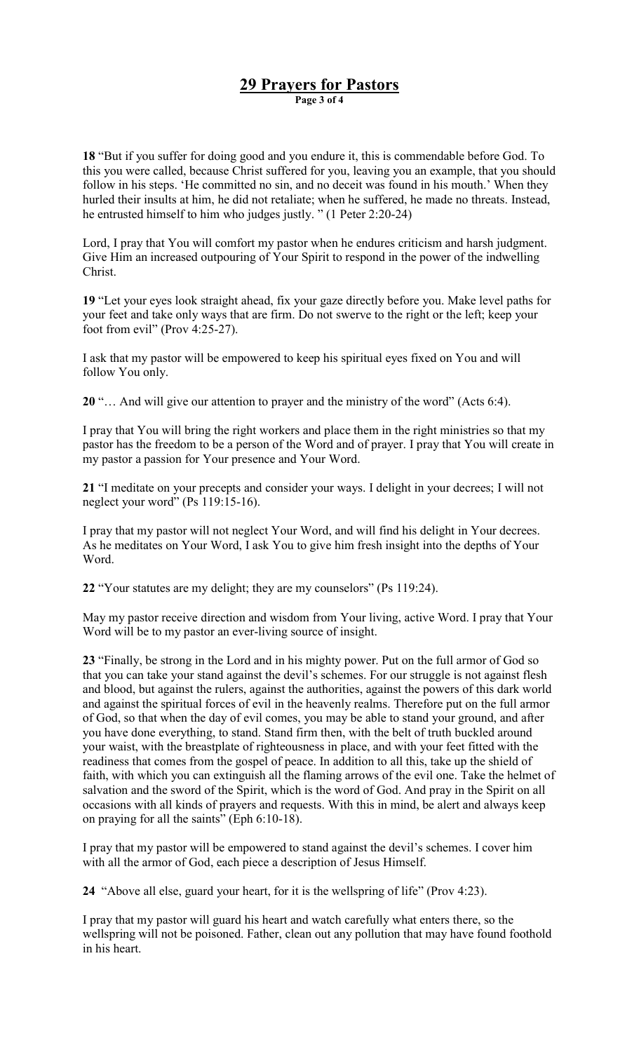# 29 Prayers for Pastors

**18** "But if you suffer for doing good and you endure it, this is commendable before God. To this you were called, because Christ suffered for you, leaving you an example, that you should follow in his steps. 'He committed no sin, and no deceit was found in his mouth.' When they hurled their insults at him, he did not retaliate; when he suffered, he made no threats. Instead, he entrusted himself to him who judges justly. " (1 Peter 2:20-24)

Lord, I pray that You will comfort my pastor when he endures criticism and harsh judgment. Give Him an increased outpouring of Your Spirit to respond in the power of the indwelling Christ.

**19** "Let your eyes look straight ahead, fix your gaze directly before you. Make level paths for your feet and take only ways that are firm. Do not swerve to the right or the left; keep your foot from evil" (Prov 4:25-27).

I ask that my pastor will be empowered to keep his spiritual eyes fixed on You and will follow You only.

**20** "… And will give our attention to prayer and the ministry of the word" (Acts 6:4).

I pray that You will bring the right workers and place them in the right ministries so that my pastor has the freedom to be a person of the Word and of prayer. I pray that You will create in my pastor a passion for Your presence and Your Word.

**21** "I meditate on your precepts and consider your ways. I delight in your decrees; I will not neglect your word" (Ps 119:15-16).

I pray that my pastor will not neglect Your Word, and will find his delight in Your decrees. As he meditates on Your Word, I ask You to give him fresh insight into the depths of Your Word.

**22** "Your statutes are my delight; they are my counselors" (Ps 119:24).

May my pastor receive direction and wisdom from Your living, active Word. I pray that Your Word will be to my pastor an ever-living source of insight.

**23** "Finally, be strong in the Lord and in his mighty power. Put on the full armor of God so that you can take your stand against the devil's schemes. For our struggle is not against flesh and blood, but against the rulers, against the authorities, against the powers of this dark world and against the spiritual forces of evil in the heavenly realms. Therefore put on the full armor of God, so that when the day of evil comes, you may be able to stand your ground, and after you have done everything, to stand. Stand firm then, with the belt of truth buckled around your waist, with the breastplate of righteousness in place, and with your feet fitted with the readiness that comes from the gospel of peace. In addition to all this, take up the shield of faith, with which you can extinguish all the flaming arrows of the evil one. Take the helmet of salvation and the sword of the Spirit, which is the word of God. And pray in the Spirit on all occasions with all kinds of prayers and requests. With this in mind, be alert and always keep on praying for all the saints" (Eph 6:10-18).

I pray that my pastor will be empowered to stand against the devil's schemes. I cover him with all the armor of God, each piece a description of Jesus Himself.

**24** "Above all else, guard your heart, for it is the wellspring of life" (Prov 4:23).

I pray that my pastor will guard his heart and watch carefully what enters there, so the wellspring will not be poisoned. Father, clean out any pollution that may have found foothold in his heart.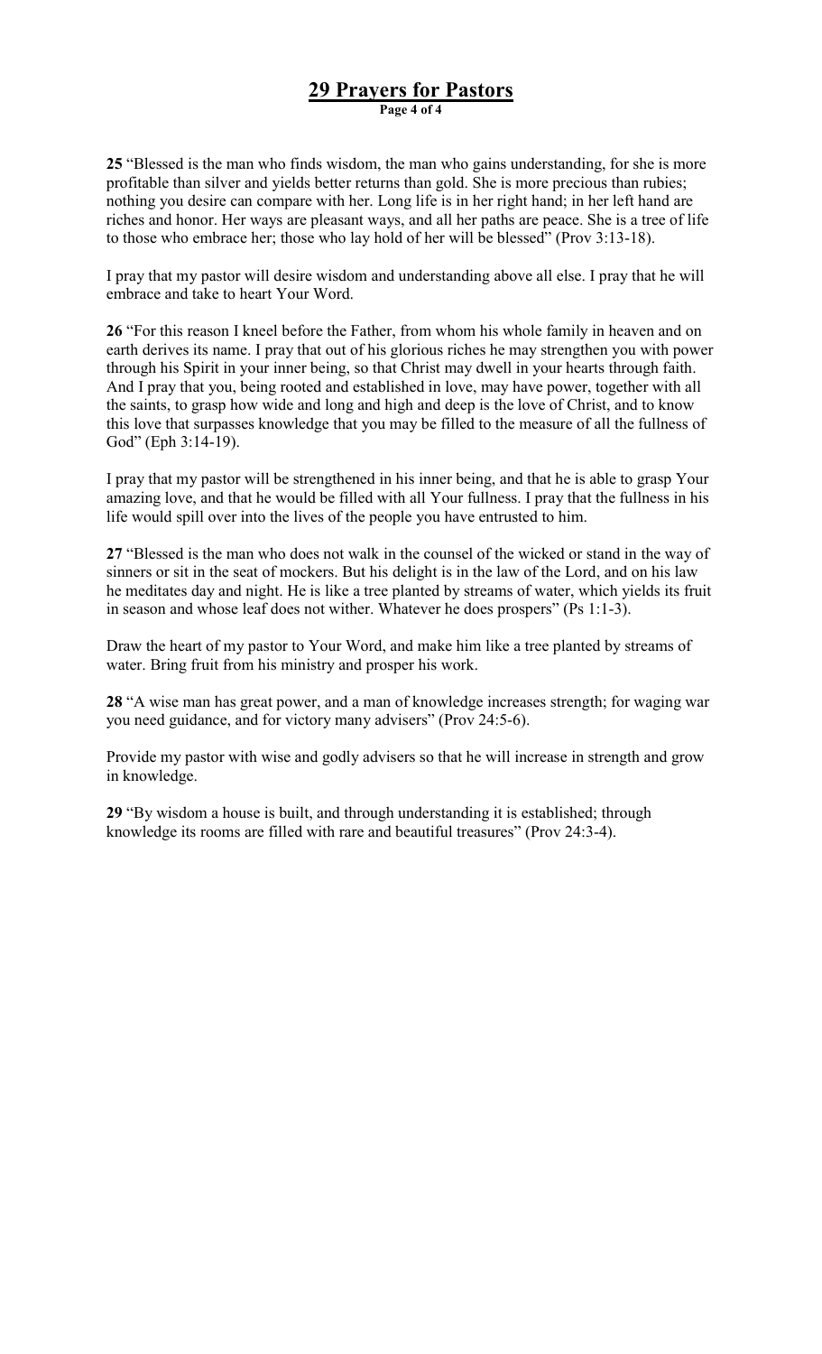# 29 Prayers for Pastors

**25** "Blessed is the man who finds wisdom, the man who gains understanding, for she is more profitable than silver and yields better returns than gold. She is more precious than rubies; nothing you desire can compare with her. Long life is in her right hand; in her left hand are riches and honor. Her ways are pleasant ways, and all her paths are peace. She is a tree of life to those who embrace her; those who lay hold of her will be blessed" (Prov 3:13-18).

I pray that my pastor will desire wisdom and understanding above all else. I pray that he will embrace and take to heart Your Word.

**26** "For this reason I kneel before the Father, from whom his whole family in heaven and on earth derives its name. I pray that out of his glorious riches he may strengthen you with power through his Spirit in your inner being, so that Christ may dwell in your hearts through faith. And I pray that you, being rooted and established in love, may have power, together with all the saints, to grasp how wide and long and high and deep is the love of Christ, and to know this love that surpasses knowledge that you may be filled to the measure of all the fullness of God" (Eph 3:14-19).

I pray that my pastor will be strengthened in his inner being, and that he is able to grasp Your amazing love, and that he would be filled with all Your fullness. I pray that the fullness in his life would spill over into the lives of the people you have entrusted to him.

**27** "Blessed is the man who does not walk in the counsel of the wicked or stand in the way of sinners or sit in the seat of mockers. But his delight is in the law of the Lord, and on his law he meditates day and night. He is like a tree planted by streams of water, which yields its fruit in season and whose leaf does not wither. Whatever he does prospers" (Ps 1:1-3).

Draw the heart of my pastor to Your Word, and make him like a tree planted by streams of water. Bring fruit from his ministry and prosper his work.

**28** "A wise man has great power, and a man of knowledge increases strength; for waging war you need guidance, and for victory many advisers" (Prov 24:5-6).

Provide my pastor with wise and godly advisers so that he will increase in strength and grow in knowledge.

**29** "By wisdom a house is built, and through understanding it is established; through knowledge its rooms are filled with rare and beautiful treasures" (Prov 24:3-4).